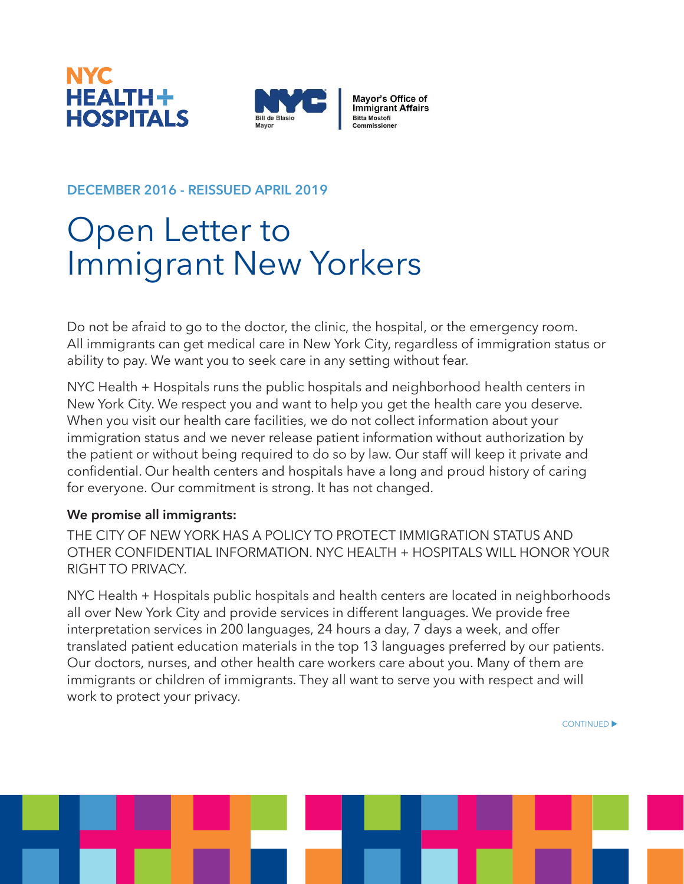NYC HEALTH + HOSPITALS

NYC Bill de Blasio, Mayor | Mayor's Office of Immigrant Affairs, Bitta Mostofi, Commissioner

DECEMBER 2016 - REISSUED APRIL 2019

# Open Letter to Immigrant New Yorkers

Do not be afraid to go to the doctor, the clinic, the hospital, or the emergency room. All immigrants can get medical care in New York City, regardless of immigration status or ability to pay. We want you to seek care in any setting without fear.

NYC Health + Hospitals runs the public hospitals and neighborhood health centers in New York City. We respect you and want to help you get the health care you deserve. When you visit our health care facilities, we do not collect information about your immigration status and we never release patient information without authorization by the patient or without being required to do so by law. Our staff will keep it private and confidential. Our health centers and hospitals have a long and proud history of caring for everyone. Our commitment is strong. It has not changed.

**We promise all immigrants:**

THE CITY OF NEW YORK HAS A POLICY TO PROTECT IMMIGRATION STATUS AND OTHER CONFIDENTIAL INFORMATION. NYC HEALTH + HOSPITALS WILL HONOR YOUR RIGHT TO PRIVACY.

NYC Health + Hospitals public hospitals and health centers are located in neighborhoods all over New York City and provide services in different languages. We provide free interpretation services in 200 languages, 24 hours a day, 7 days a week, and offer translated patient education materials in the top 13 languages preferred by our patients. Our doctors, nurses, and other health care workers care about you. Many of them are immigrants or children of immigrants. They all want to serve you with respect and will work to protect your privacy.

CONTINUED ▶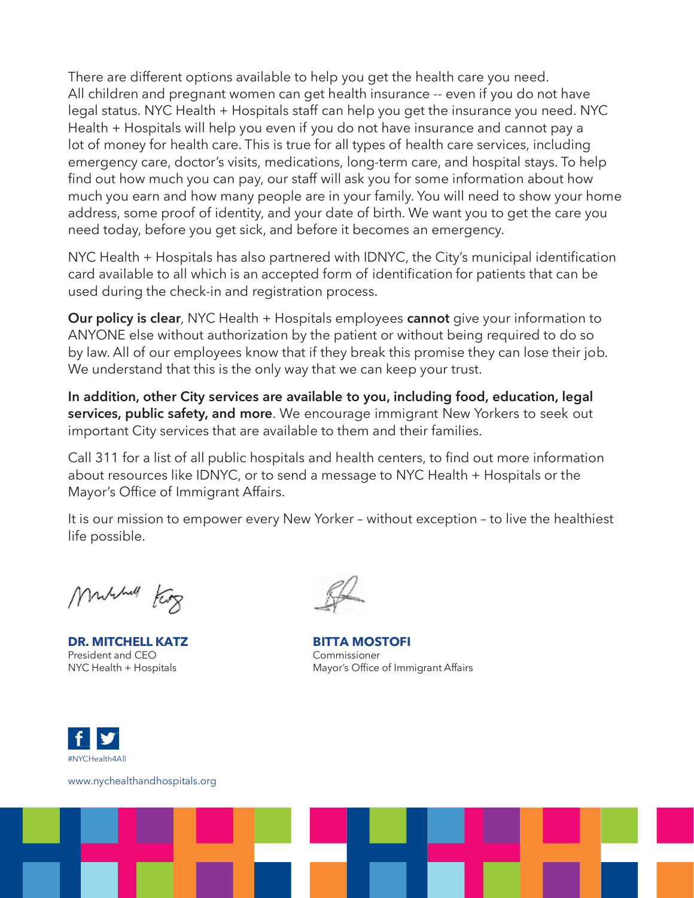There are different options available to help you get the health care you need. All children and pregnant women can get health insurance -- even if you do not have legal status. NYC Health + Hospitals staff can help you get the insurance you need. NYC Health + Hospitals will help you even if you do not have insurance and cannot pay a lot of money for health care. This is true for all types of health care services, including emergency care, doctor's visits, medications, long-term care, and hospital stays. To help find out how much you can pay, our staff will ask you for some information about how much you earn and how many people are in your family. You will need to show your home address, some proof of identity, and your date of birth. We want you to get the care you need today, before you get sick, and before it becomes an emergency.

NYC Health + Hospitals has also partnered with IDNYC, the City's municipal identification card available to all which is an accepted form of identification for patients that can be used during the check-in and registration process.

**Our policy is clear**, NYC Health + Hospitals employees **cannot** give your information to ANYONE else without authorization by the patient or without being required to do so by law. All of our employees know that if they break this promise they can lose their job. We understand that this is the only way that we can keep your trust.

**In addition, other City services are available to you, including food, education, legal services, public safety, and more**. We encourage immigrant New Yorkers to seek out important City services that are available to them and their families.

Call 311 for a list of all public hospitals and health centers, to find out more information about resources like IDNYC, or to send a message to NYC Health + Hospitals or the Mayor's Office of Immigrant Affairs.

It is our mission to empower every New Yorker – without exception – to live the healthiest life possible.

**DR. MITCHELL KATZ**
President and CEO
NYC Health + Hospitals

**BITTA MOSTOFI**
Commissioner
Mayor's Office of Immigrant Affairs

#NYCHealth4All

www.nychealthandhospitals.org